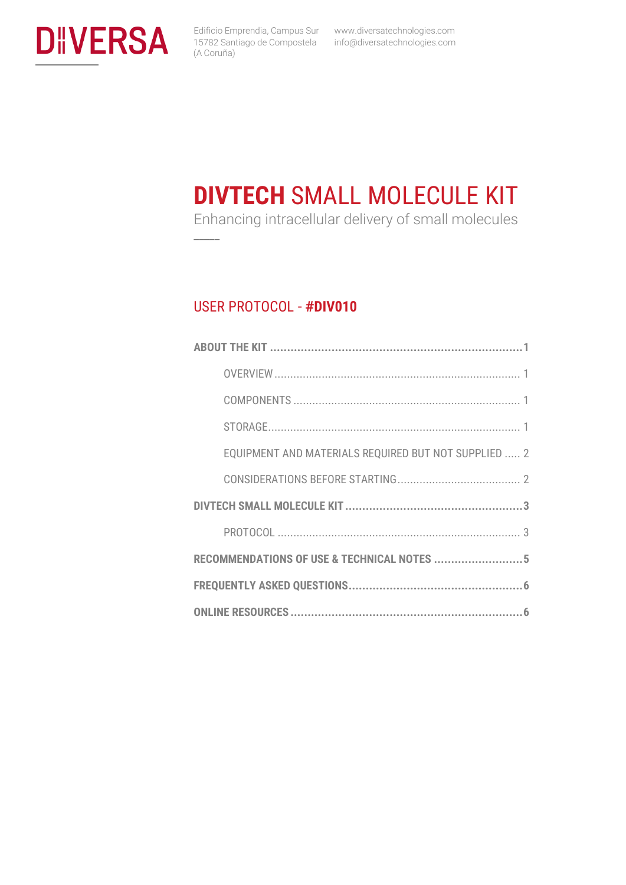DIIVERSA

Edificio Emprendia, Campus Sur
15782 Santiago de Compostela
(A Coruña)

www.diversatechnologies.com
info@diversatechnologies.com

# DIVTECH SMALL MOLECULE KIT

Enhancing intracellular delivery of small molecules

## USER PROTOCOL - #DIV010

**ABOUT THE KIT** .......... 1

OVERVIEW .......... 1

COMPONENTS .......... 1

STORAGE .......... 1

EQUIPMENT AND MATERIALS REQUIRED BUT NOT SUPPLIED .......... 2

CONSIDERATIONS BEFORE STARTING .......... 2

**DIVTECH SMALL MOLECULE KIT** .......... 3

PROTOCOL .......... 3

**RECOMMENDATIONS OF USE & TECHNICAL NOTES** .......... 5

**FREQUENTLY ASKED QUESTIONS** .......... 6

**ONLINE RESOURCES** .......... 6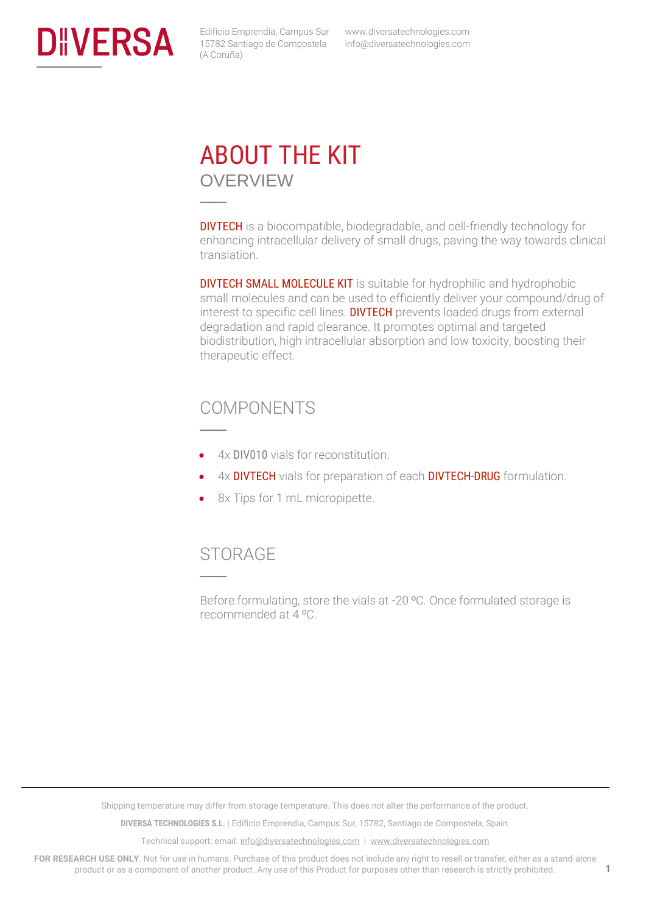# ABOUT THE KIT

## OVERVIEW

DIVTECH is a biocompatible, biodegradable, and cell-friendly technology for enhancing intracellular delivery of small drugs, paving the way towards clinical translation.

DIVTECH SMALL MOLECULE KIT is suitable for hydrophilic and hydrophobic small molecules and can be used to efficiently deliver your compound/drug of interest to specific cell lines. DIVTECH prevents loaded drugs from external degradation and rapid clearance. It promotes optimal and targeted biodistribution, high intracellular absorption and low toxicity, boosting their therapeutic effect.

## COMPONENTS

- 4x DIV010 vials for reconstitution.
- 4x DIVTECH vials for preparation of each DIVTECH-DRUG formulation.
- 8x Tips for 1 mL micropipette.

## STORAGE

Before formulating, store the vials at -20 ºC. Once formulated storage is recommended at 4 ºC.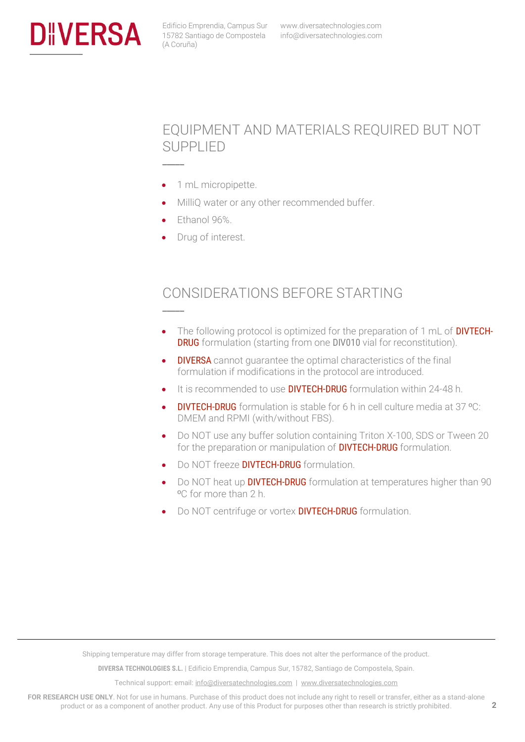## EQUIPMENT AND MATERIALS REQUIRED BUT NOT SUPPLIED

- 1 mL micropipette.
- MilliQ water or any other recommended buffer.
- Ethanol 96%.
- Drug of interest.

## CONSIDERATIONS BEFORE STARTING

- The following protocol is optimized for the preparation of 1 mL of DIVTECH-DRUG formulation (starting from one DIV010 vial for reconstitution).
- DIVERSA cannot guarantee the optimal characteristics of the final formulation if modifications in the protocol are introduced.
- It is recommended to use DIVTECH-DRUG formulation within 24-48 h.
- DIVTECH-DRUG formulation is stable for 6 h in cell culture media at 37 ºC: DMEM and RPMI (with/without FBS).
- Do NOT use any buffer solution containing Triton X-100, SDS or Tween 20 for the preparation or manipulation of DIVTECH-DRUG formulation.
- Do NOT freeze DIVTECH-DRUG formulation.
- Do NOT heat up DIVTECH-DRUG formulation at temperatures higher than 90 ºC for more than 2 h.
- Do NOT centrifuge or vortex DIVTECH-DRUG formulation.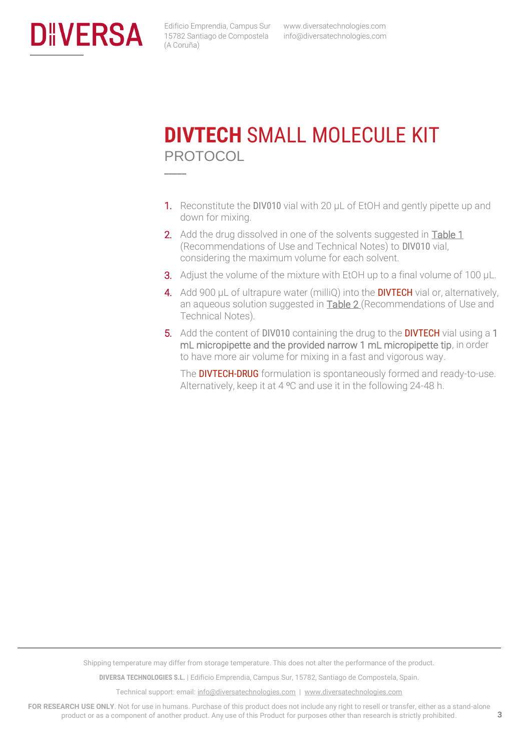# DIVTECH SMALL MOLECULE KIT

## PROTOCOL

1. Reconstitute the DIV010 vial with 20 µL of EtOH and gently pipette up and down for mixing.
2. Add the drug dissolved in one of the solvents suggested in Table 1 (Recommendations of Use and Technical Notes) to DIV010 vial, considering the maximum volume for each solvent.
3. Adjust the volume of the mixture with EtOH up to a final volume of 100 µL.
4. Add 900 µL of ultrapure water (milliQ) into the DIVTECH vial or, alternatively, an aqueous solution suggested in Table 2 (Recommendations of Use and Technical Notes).
5. Add the content of DIV010 containing the drug to the DIVTECH vial using a 1 mL micropipette and the provided narrow 1 mL micropipette tip, in order to have more air volume for mixing in a fast and vigorous way.

   The DIVTECH-DRUG formulation is spontaneously formed and ready-to-use. Alternatively, keep it at 4 ºC and use it in the following 24-48 h.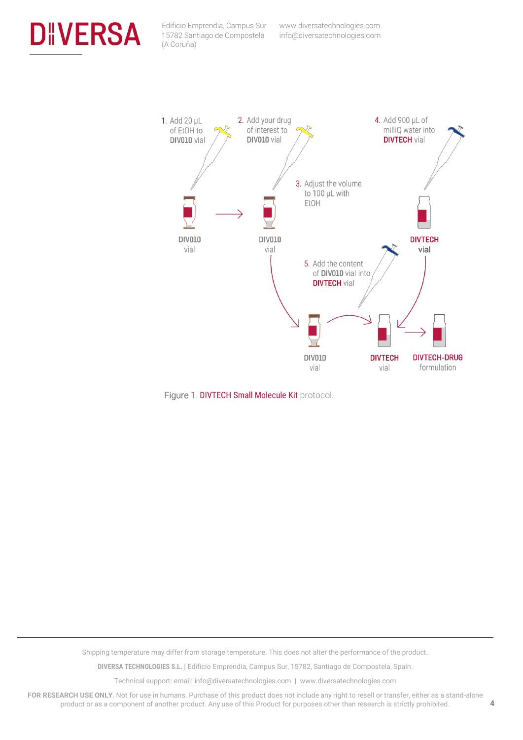1. Add 20 µL of EtOH to **DIV010** vial

2. Add your drug of interest to **DIV010** vial

3. Adjust the volume to 100 µL with EtOH

4. Add 900 µL of milliQ water into **DIVTECH** vial

5. Add the content of **DIV010** vial into **DIVTECH** vial

DIV010 vial → DIV010 vial → DIV010 vial → DIVTECH vial → DIVTECH-DRUG formulation

Figure 1. DIVTECH Small Molecule Kit protocol.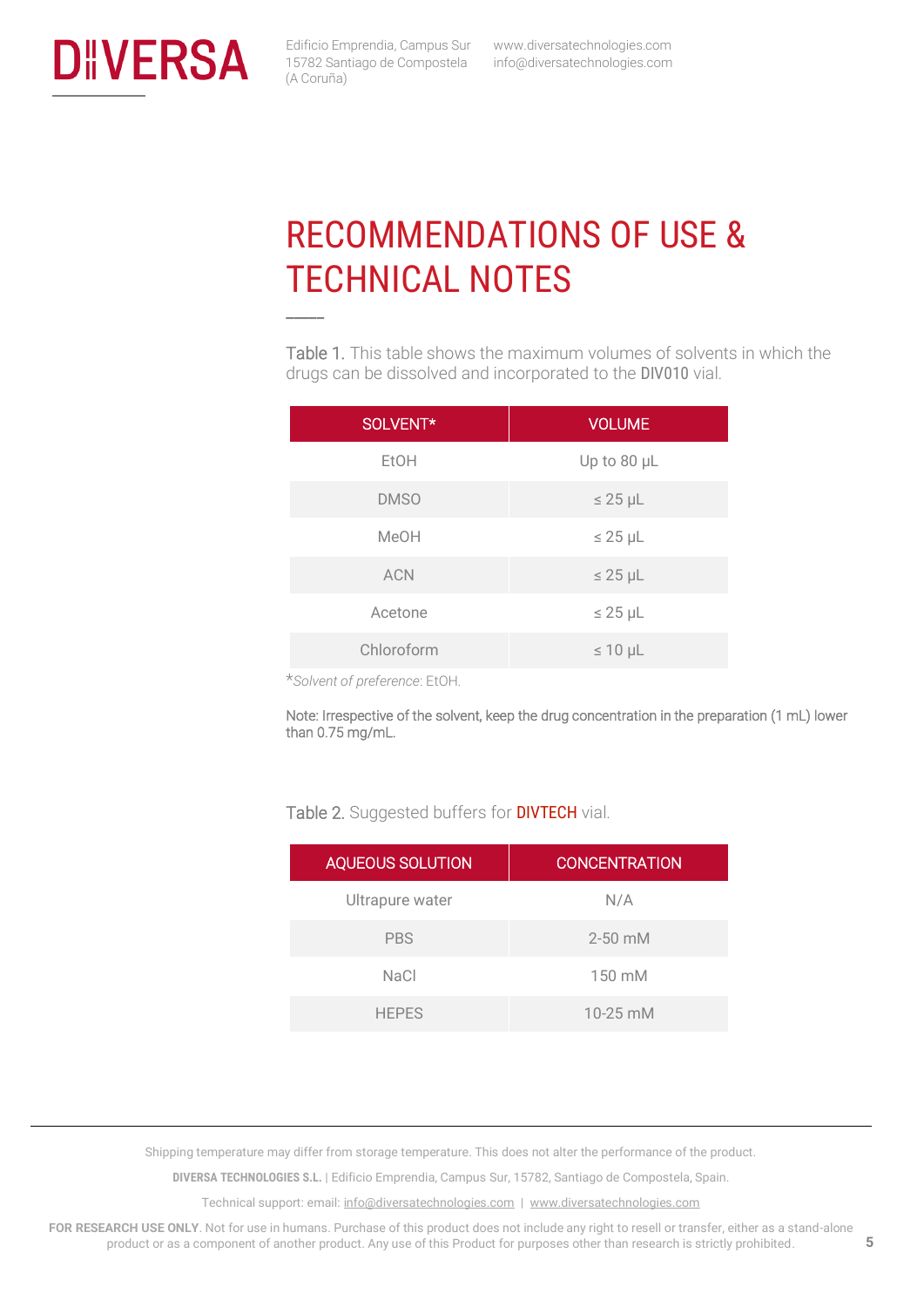# RECOMMENDATIONS OF USE & TECHNICAL NOTES

Table 1. This table shows the maximum volumes of solvents in which the drugs can be dissolved and incorporated to the DIV010 vial.

| SOLVENT* | VOLUME |
|---|---|
| EtOH | Up to 80 µL |
| DMSO | ≤ 25 µL |
| MeOH | ≤ 25 µL |
| ACN | ≤ 25 µL |
| Acetone | ≤ 25 µL |
| Chloroform | ≤ 10 µL |

**Solvent of preference*: EtOH.

Note: Irrespective of the solvent, keep the drug concentration in the preparation (1 mL) lower than 0.75 mg/mL.

Table 2. Suggested buffers for DIVTECH vial.

| AQUEOUS SOLUTION | CONCENTRATION |
|---|---|
| Ultrapure water | N/A |
| PBS | 2-50 mM |
| NaCl | 150 mM |
| HEPES | 10-25 mM |

Shipping temperature may differ from storage temperature. This does not alter the performance of the product.

**DIVERSA TECHNOLOGIES S.L.** | Edificio Emprendia, Campus Sur, 15782, Santiago de Compostela, Spain.

Technical support: email: info@diversatechnologies.com | www.diversatechnologies.com

**FOR RESEARCH USE ONLY**. Not for use in humans. Purchase of this product does not include any right to resell or transfer, either as a stand-alone product or as a component of another product. Any use of this Product for purposes other than research is strictly prohibited.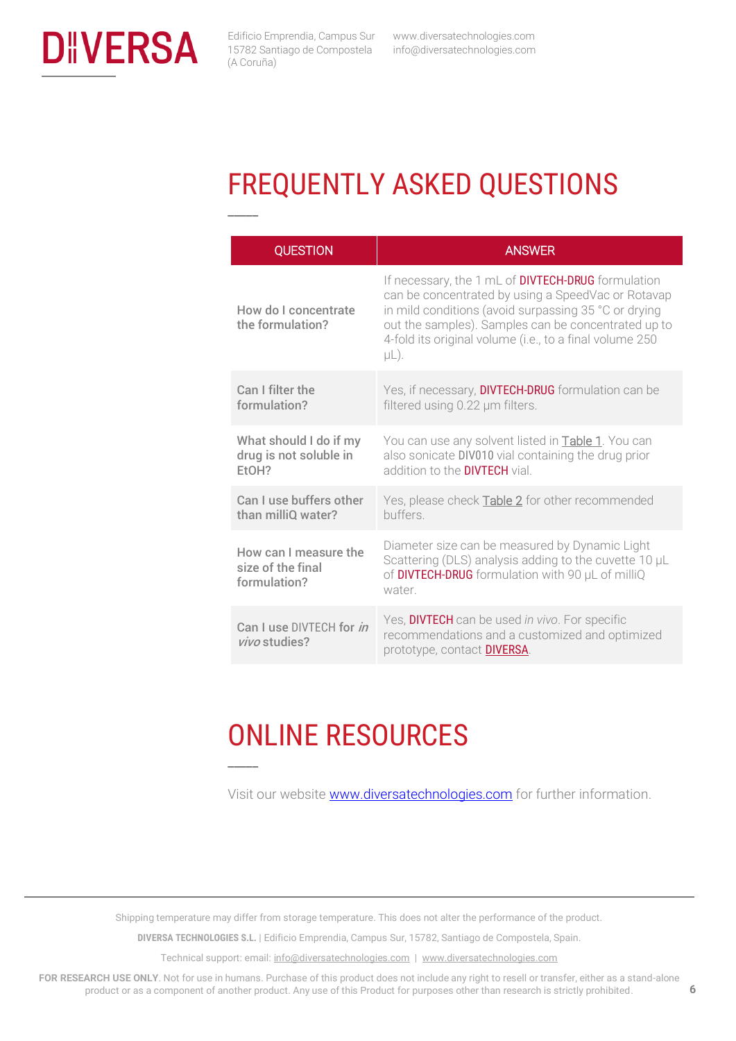# FREQUENTLY ASKED QUESTIONS

| QUESTION | ANSWER |
|---|---|
| **How do I concentrate the formulation?** | If necessary, the 1 mL of DIVTECH-DRUG formulation can be concentrated by using a SpeedVac or Rotavap in mild conditions (avoid surpassing 35 °C or drying out the samples). Samples can be concentrated up to 4-fold its original volume (i.e., to a final volume 250 µL). |
| **Can I filter the formulation?** | Yes, if necessary, DIVTECH-DRUG formulation can be filtered using 0.22 µm filters. |
| **What should I do if my drug is not soluble in EtOH?** | You can use any solvent listed in Table 1. You can also sonicate DIV010 vial containing the drug prior addition to the DIVTECH vial. |
| **Can I use buffers other than milliQ water?** | Yes, please check Table 2 for other recommended buffers. |
| **How can I measure the size of the final formulation?** | Diameter size can be measured by Dynamic Light Scattering (DLS) analysis adding to the cuvette 10 µL of DIVTECH-DRUG formulation with 90 µL of milliQ water. |
| **Can I use DIVTECH for *in vivo* studies?** | Yes, DIVTECH can be used *in vivo*. For specific recommendations and a customized and optimized prototype, contact DIVERSA. |

# ONLINE RESOURCES

Visit our website www.diversatechnologies.com for further information.

Shipping temperature may differ from storage temperature. This does not alter the performance of the product.

**DIVERSA TECHNOLOGIES S.L.** | Edificio Emprendia, Campus Sur, 15782, Santiago de Compostela, Spain.

Technical support: email: info@diversatechnologies.com | www.diversatechnologies.com

**FOR RESEARCH USE ONLY**. Not for use in humans. Purchase of this product does not include any right to resell or transfer, either as a stand-alone product or as a component of another product. Any use of this Product for purposes other than research is strictly prohibited.